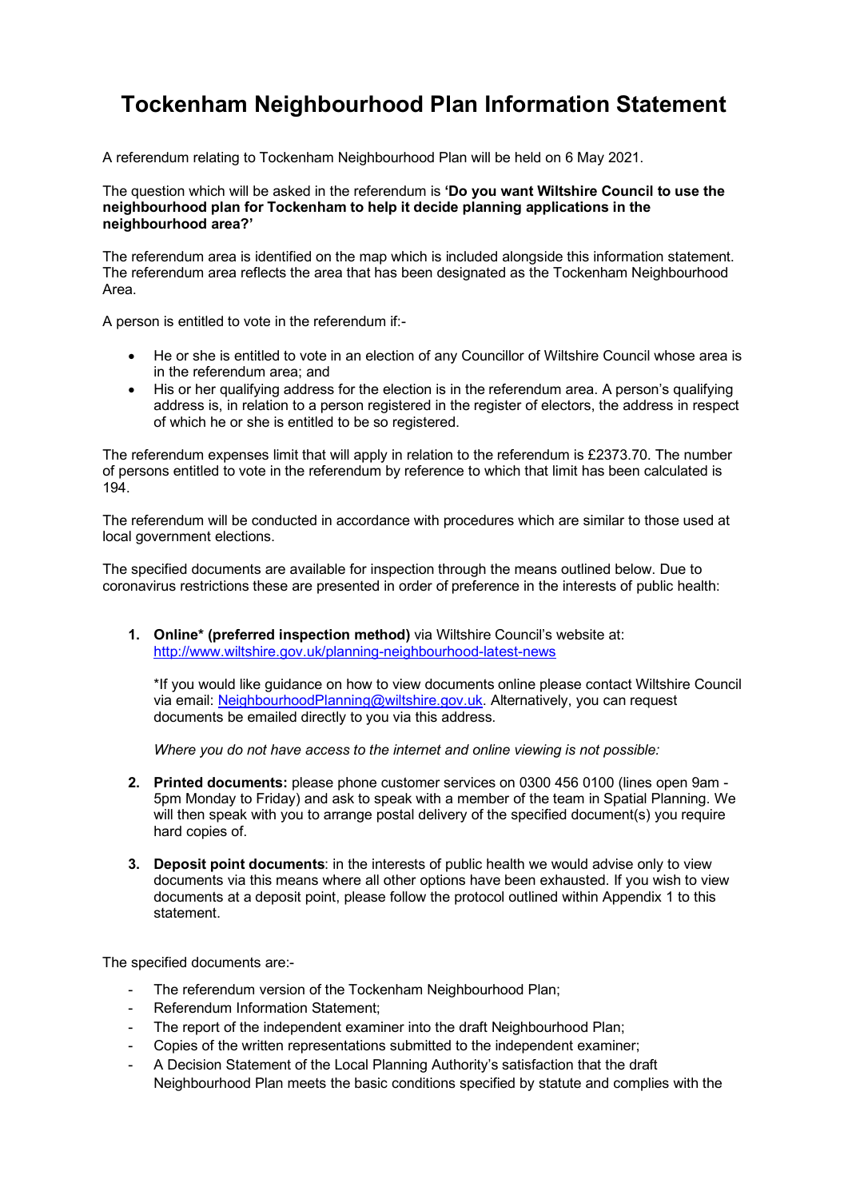# Tockenham Neighbourhood Plan Information Statement

A referendum relating to Tockenham Neighbourhood Plan will be held on 6 May 2021.

The question which will be asked in the referendum is **'Do you want Wiltshire Council to use the neighbourhood plan for Tockenham to help it decide planning applications in the neighbourhood area?'**

The referendum area is identified on the map which is included alongside this information statement. The referendum area reflects the area that has been designated as the Tockenham Neighbourhood Area.

A person is entitled to vote in the referendum if:-

- He or she is entitled to vote in an election of any Councillor of Wiltshire Council whose area is in the referendum area; and
- His or her qualifying address for the election is in the referendum area. A person's qualifying address is, in relation to a person registered in the register of electors, the address in respect of which he or she is entitled to be so registered.

The referendum expenses limit that will apply in relation to the referendum is £2373.70. The number of persons entitled to vote in the referendum by reference to which that limit has been calculated is 194.

The referendum will be conducted in accordance with procedures which are similar to those used at local government elections.

The specified documents are available for inspection through the means outlined below. Due to coronavirus restrictions these are presented in order of preference in the interests of public health:

1. **Online\* (preferred inspection method)** via Wiltshire Council's website at: http://www.wiltshire.gov.uk/planning-neighbourhood-latest-news

   \*If you would like guidance on how to view documents online please contact Wiltshire Council via email: NeighbourhoodPlanning@wiltshire.gov.uk. Alternatively, you can request documents be emailed directly to you via this address.

   *Where you do not have access to the internet and online viewing is not possible:*

2. **Printed documents:** please phone customer services on 0300 456 0100 (lines open 9am - 5pm Monday to Friday) and ask to speak with a member of the team in Spatial Planning. We will then speak with you to arrange postal delivery of the specified document(s) you require hard copies of.

3. **Deposit point documents**: in the interests of public health we would advise only to view documents via this means where all other options have been exhausted. If you wish to view documents at a deposit point, please follow the protocol outlined within Appendix 1 to this statement.

The specified documents are:-

- The referendum version of the Tockenham Neighbourhood Plan;
- Referendum Information Statement;
- The report of the independent examiner into the draft Neighbourhood Plan;
- Copies of the written representations submitted to the independent examiner;
- A Decision Statement of the Local Planning Authority's satisfaction that the draft Neighbourhood Plan meets the basic conditions specified by statute and complies with the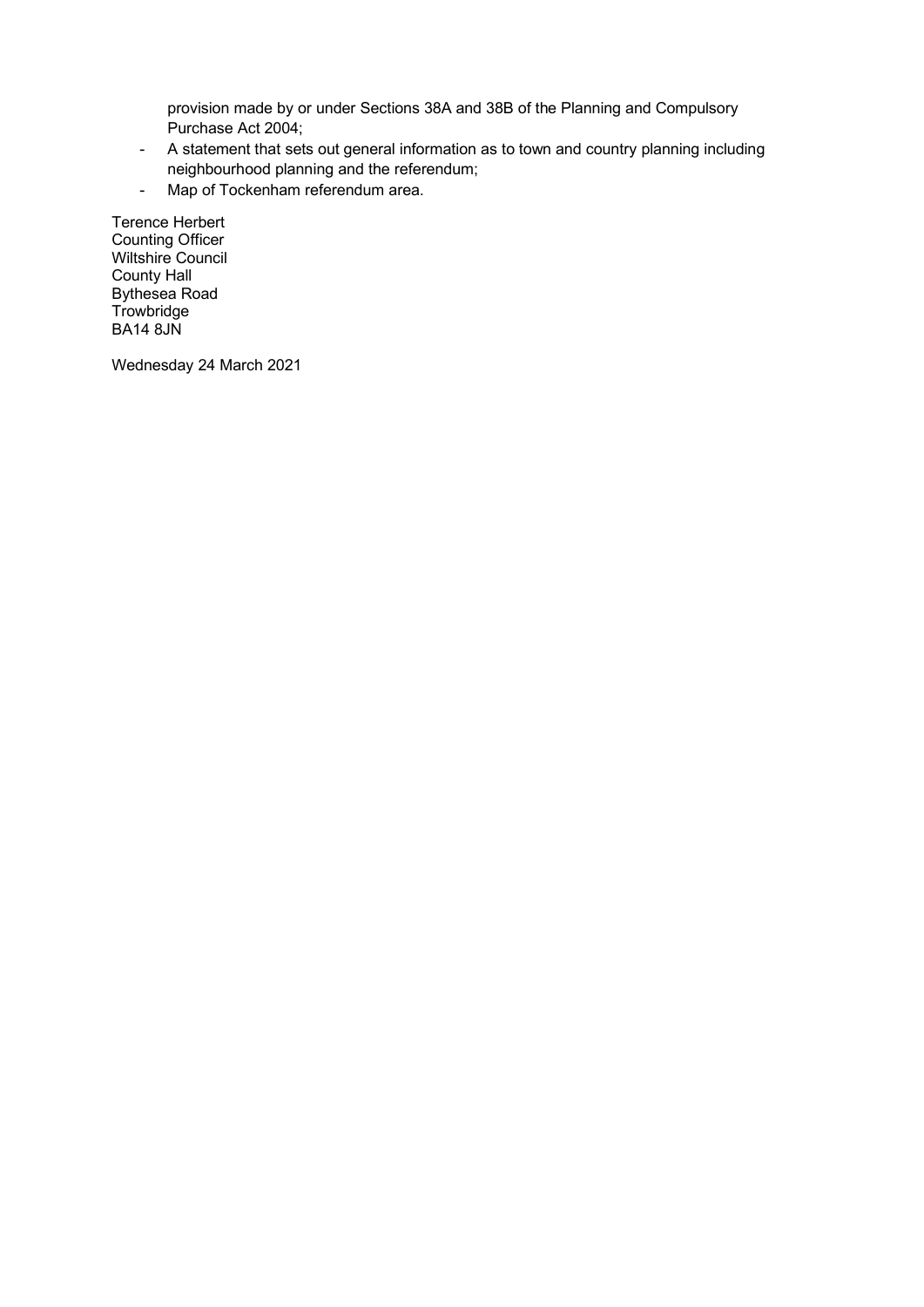provision made by or under Sections 38A and 38B of the Planning and Compulsory Purchase Act 2004;

- A statement that sets out general information as to town and country planning including neighbourhood planning and the referendum;
- Map of Tockenham referendum area.

Terence Herbert  
Counting Officer  
Wiltshire Council  
County Hall  
Bythesea Road  
Trowbridge  
BA14 8JN

Wednesday 24 March 2021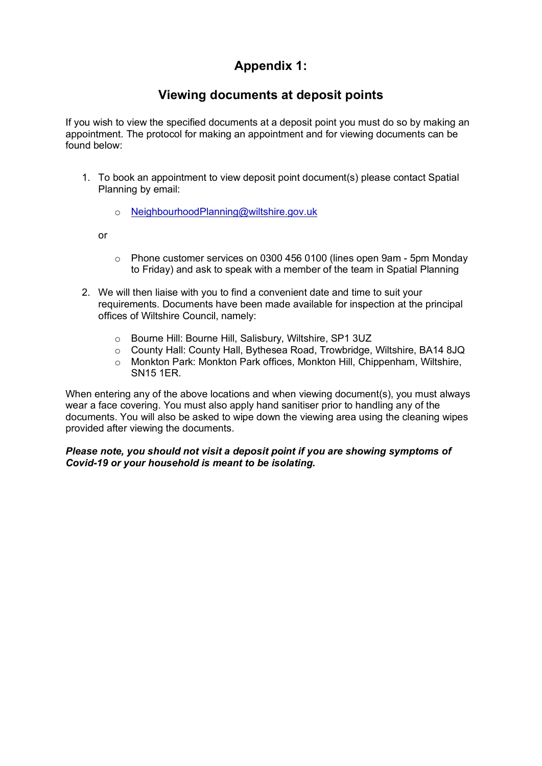# Appendix 1:

## Viewing documents at deposit points

If you wish to view the specified documents at a deposit point you must do so by making an appointment. The protocol for making an appointment and for viewing documents can be found below:

1. To book an appointment to view deposit point document(s) please contact Spatial Planning by email:

    - NeighbourhoodPlanning@wiltshire.gov.uk

    or

    - Phone customer services on 0300 456 0100 (lines open 9am - 5pm Monday to Friday) and ask to speak with a member of the team in Spatial Planning

2. We will then liaise with you to find a convenient date and time to suit your requirements. Documents have been made available for inspection at the principal offices of Wiltshire Council, namely:

    - Bourne Hill: Bourne Hill, Salisbury, Wiltshire, SP1 3UZ
    - County Hall: County Hall, Bythesea Road, Trowbridge, Wiltshire, BA14 8JQ
    - Monkton Park: Monkton Park offices, Monkton Hill, Chippenham, Wiltshire, SN15 1ER.

When entering any of the above locations and when viewing document(s), you must always wear a face covering. You must also apply hand sanitiser prior to handling any of the documents. You will also be asked to wipe down the viewing area using the cleaning wipes provided after viewing the documents.

***Please note, you should not visit a deposit point if you are showing symptoms of Covid-19 or your household is meant to be isolating.***